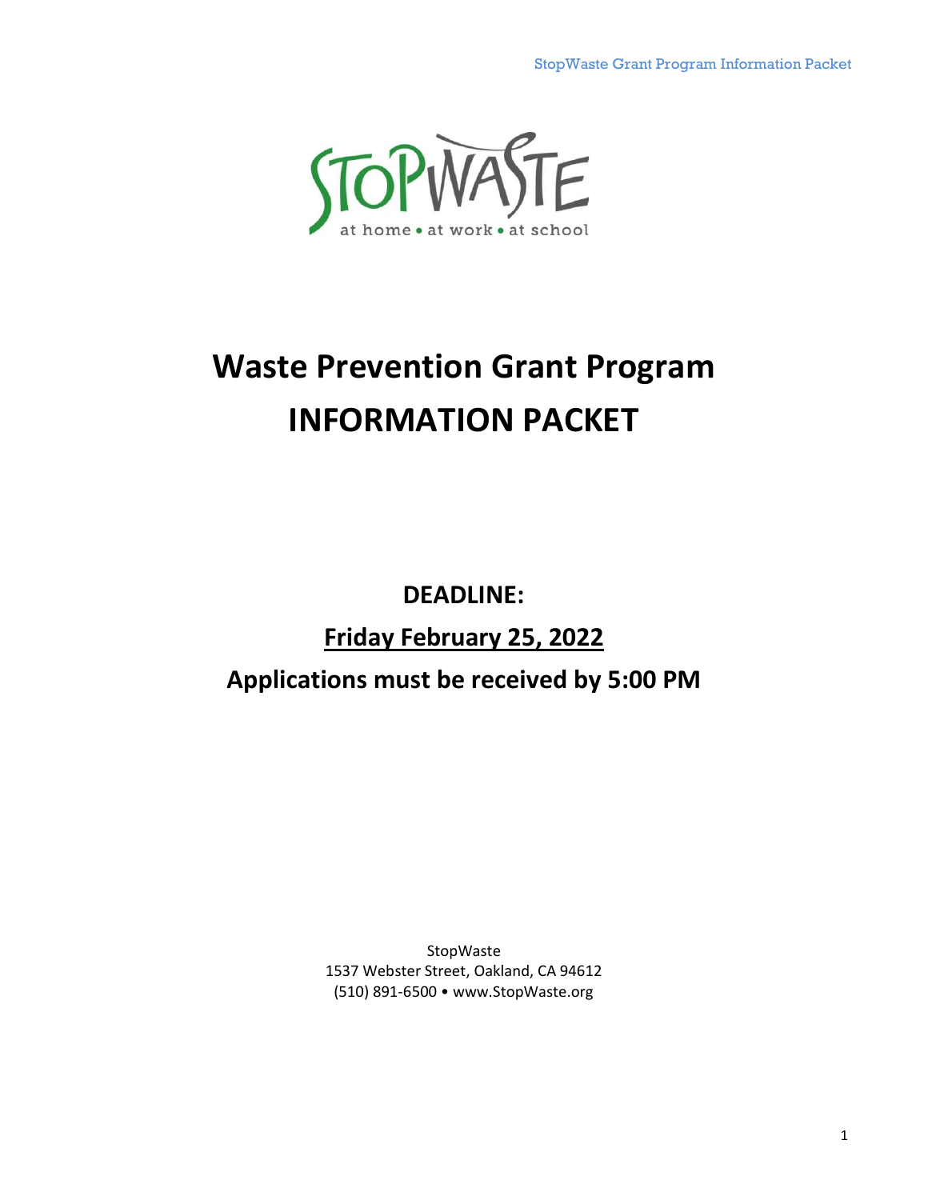# Waste Prevention Grant Program INFORMATION PACKET

**DEADLINE:**

**<u>Friday February 25, 2022</u>**

**Applications must be received by 5:00 PM**

StopWaste
1537 Webster Street, Oakland, CA 94612
(510) 891-6500 • www.StopWaste.org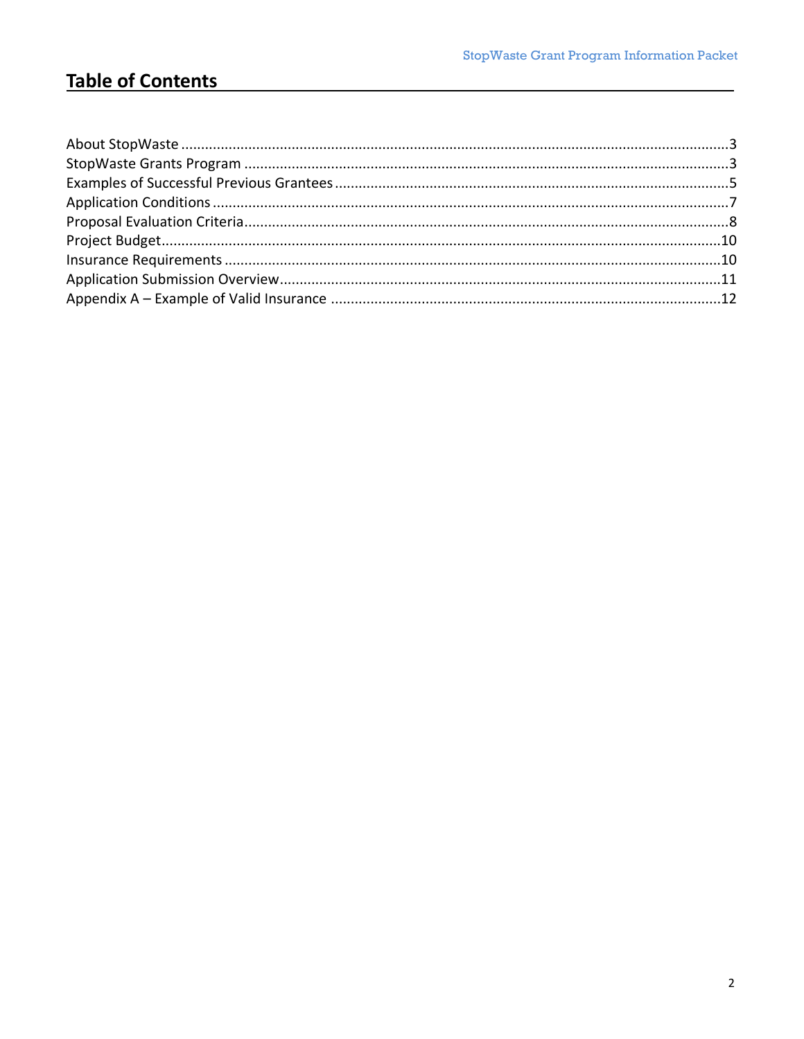## Table of Contents

About StopWaste ........................................................................................................................3
StopWaste Grants Program ........................................................................................................3
Examples of Successful Previous Grantees ..................................................................................5
Application Conditions ................................................................................................................7
Proposal Evaluation Criteria........................................................................................................8
Project Budget..........................................................................................................................10
Insurance Requirements ...........................................................................................................10
Application Submission Overview.............................................................................................11
Appendix A – Example of Valid Insurance .................................................................................12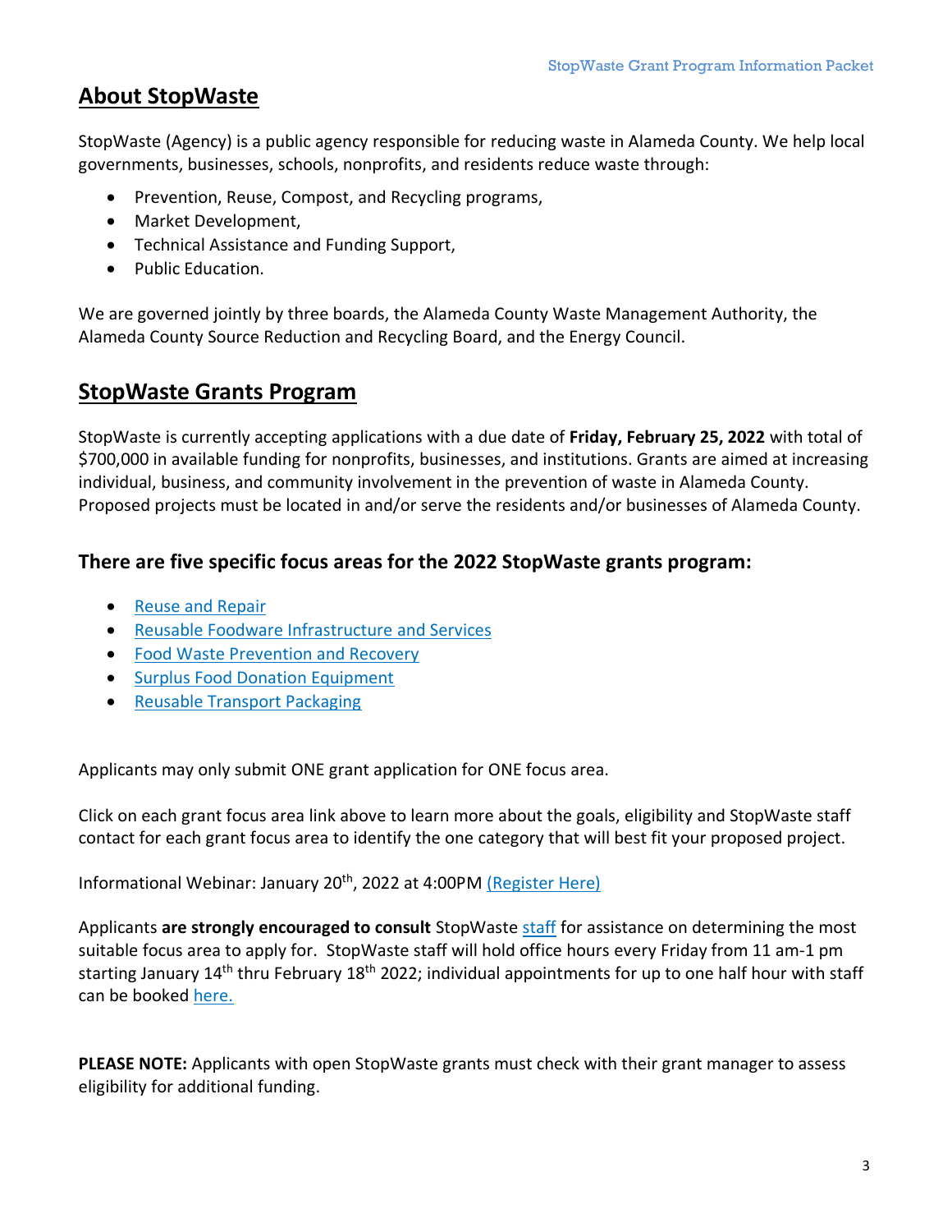## About StopWaste

StopWaste (Agency) is a public agency responsible for reducing waste in Alameda County. We help local governments, businesses, schools, nonprofits, and residents reduce waste through:

- Prevention, Reuse, Compost, and Recycling programs,
- Market Development,
- Technical Assistance and Funding Support,
- Public Education.

We are governed jointly by three boards, the Alameda County Waste Management Authority, the Alameda County Source Reduction and Recycling Board, and the Energy Council.

## StopWaste Grants Program

StopWaste is currently accepting applications with a due date of **Friday, February 25, 2022** with total of $700,000 in available funding for nonprofits, businesses, and institutions. Grants are aimed at increasing individual, business, and community involvement in the prevention of waste in Alameda County. Proposed projects must be located in and/or serve the residents and/or businesses of Alameda County.

### There are five specific focus areas for the 2022 StopWaste grants program:

- Reuse and Repair
- Reusable Foodware Infrastructure and Services
- Food Waste Prevention and Recovery
- Surplus Food Donation Equipment
- Reusable Transport Packaging

Applicants may only submit ONE grant application for ONE focus area.

Click on each grant focus area link above to learn more about the goals, eligibility and StopWaste staff contact for each grant focus area to identify the one category that will best fit your proposed project.

Informational Webinar: January 20th, 2022 at 4:00PM (Register Here)

Applicants **are strongly encouraged to consult** StopWaste staff for assistance on determining the most suitable focus area to apply for. StopWaste staff will hold office hours every Friday from 11 am-1 pm starting January 14th thru February 18th 2022; individual appointments for up to one half hour with staff can be booked here.

**PLEASE NOTE:** Applicants with open StopWaste grants must check with their grant manager to assess eligibility for additional funding.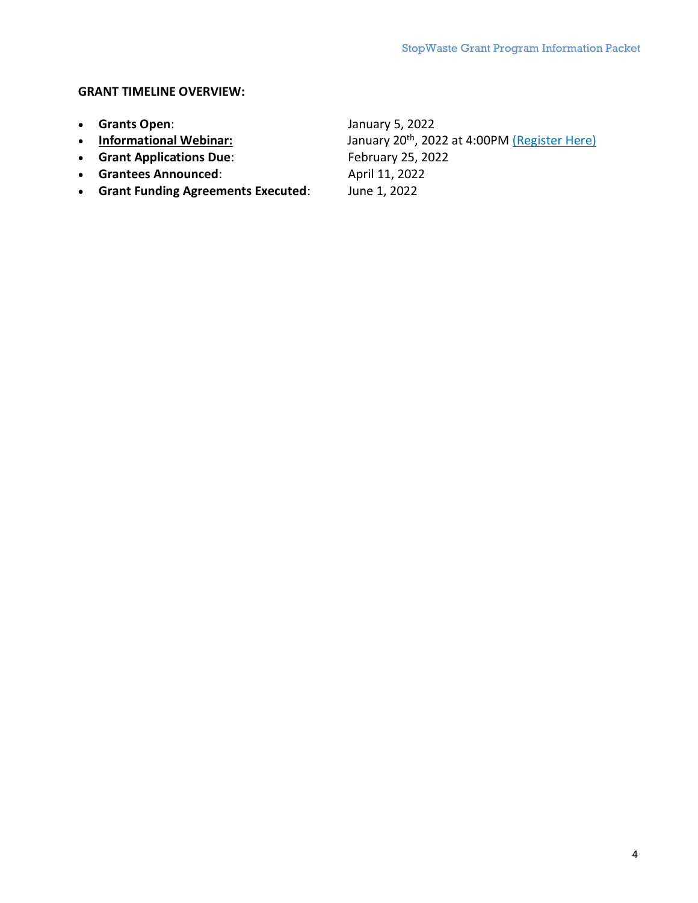**GRANT TIMELINE OVERVIEW:**

- **Grants Open**: January 5, 2022
- **Informational Webinar:** January 20th, 2022 at 4:00PM (Register Here)
- **Grant Applications Due**: February 25, 2022
- **Grantees Announced**: April 11, 2022
- **Grant Funding Agreements Executed**: June 1, 2022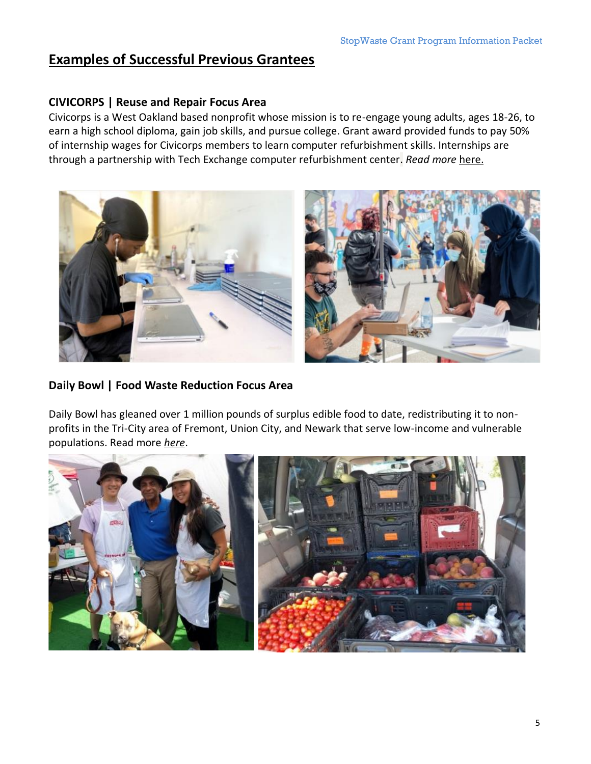## Examples of Successful Previous Grantees

### CIVICORPS | Reuse and Repair Focus Area

Civicorps is a West Oakland based nonprofit whose mission is to re-engage young adults, ages 18-26, to earn a high school diploma, gain job skills, and pursue college. Grant award provided funds to pay 50% of internship wages for Civicorps members to learn computer refurbishment skills. Internships are through a partnership with Tech Exchange computer refurbishment center. *Read more* here.

### Daily Bowl | Food Waste Reduction Focus Area

Daily Bowl has gleaned over 1 million pounds of surplus edible food to date, redistributing it to non-profits in the Tri-City area of Fremont, Union City, and Newark that serve low-income and vulnerable populations. Read more *here*.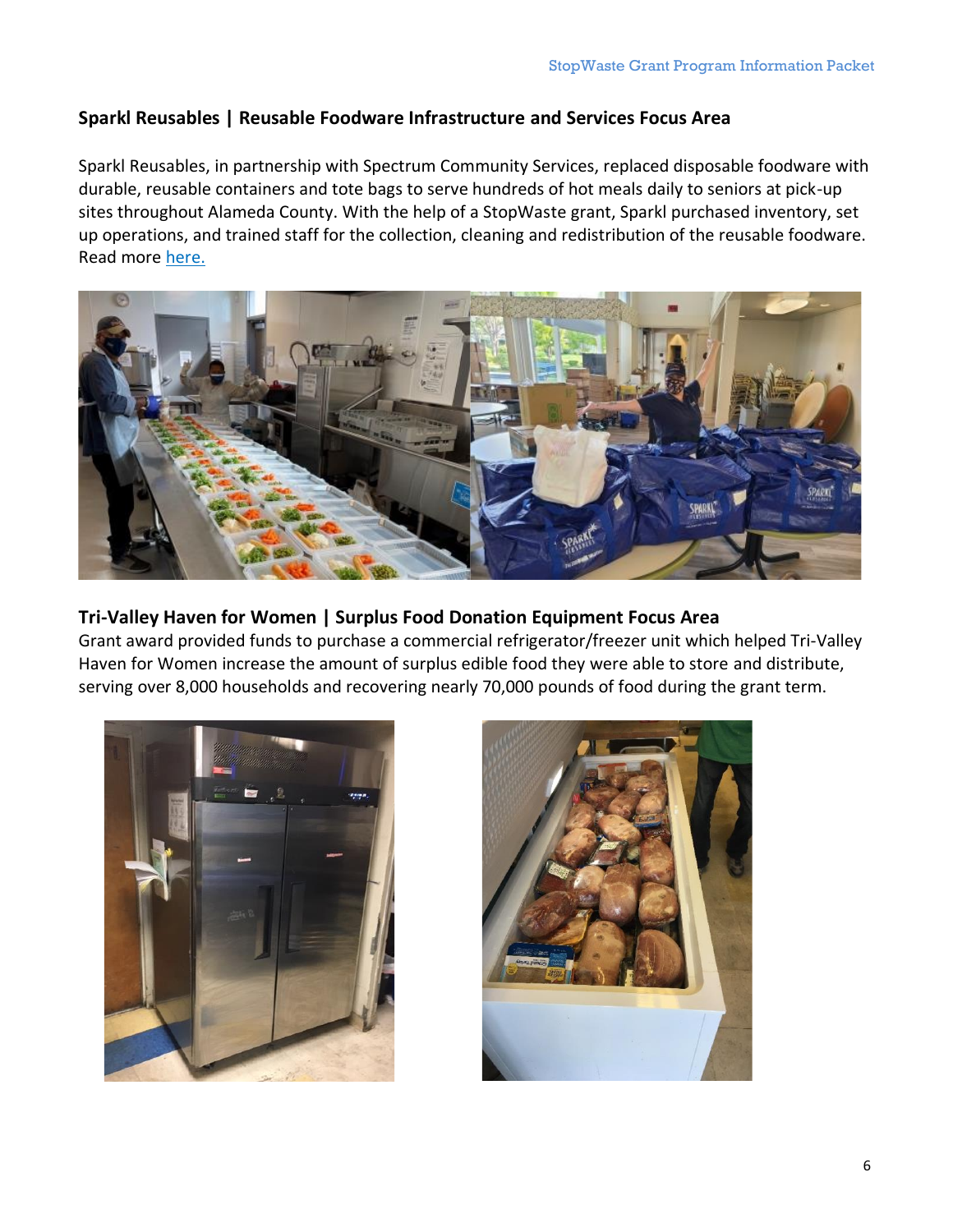## Sparkl Reusables | Reusable Foodware Infrastructure and Services Focus Area

Sparkl Reusables, in partnership with Spectrum Community Services, replaced disposable foodware with durable, reusable containers and tote bags to serve hundreds of hot meals daily to seniors at pick-up sites throughout Alameda County. With the help of a StopWaste grant, Sparkl purchased inventory, set up operations, and trained staff for the collection, cleaning and redistribution of the reusable foodware. Read more here.

## Tri-Valley Haven for Women | Surplus Food Donation Equipment Focus Area

Grant award provided funds to purchase a commercial refrigerator/freezer unit which helped Tri-Valley Haven for Women increase the amount of surplus edible food they were able to store and distribute, serving over 8,000 households and recovering nearly 70,000 pounds of food during the grant term.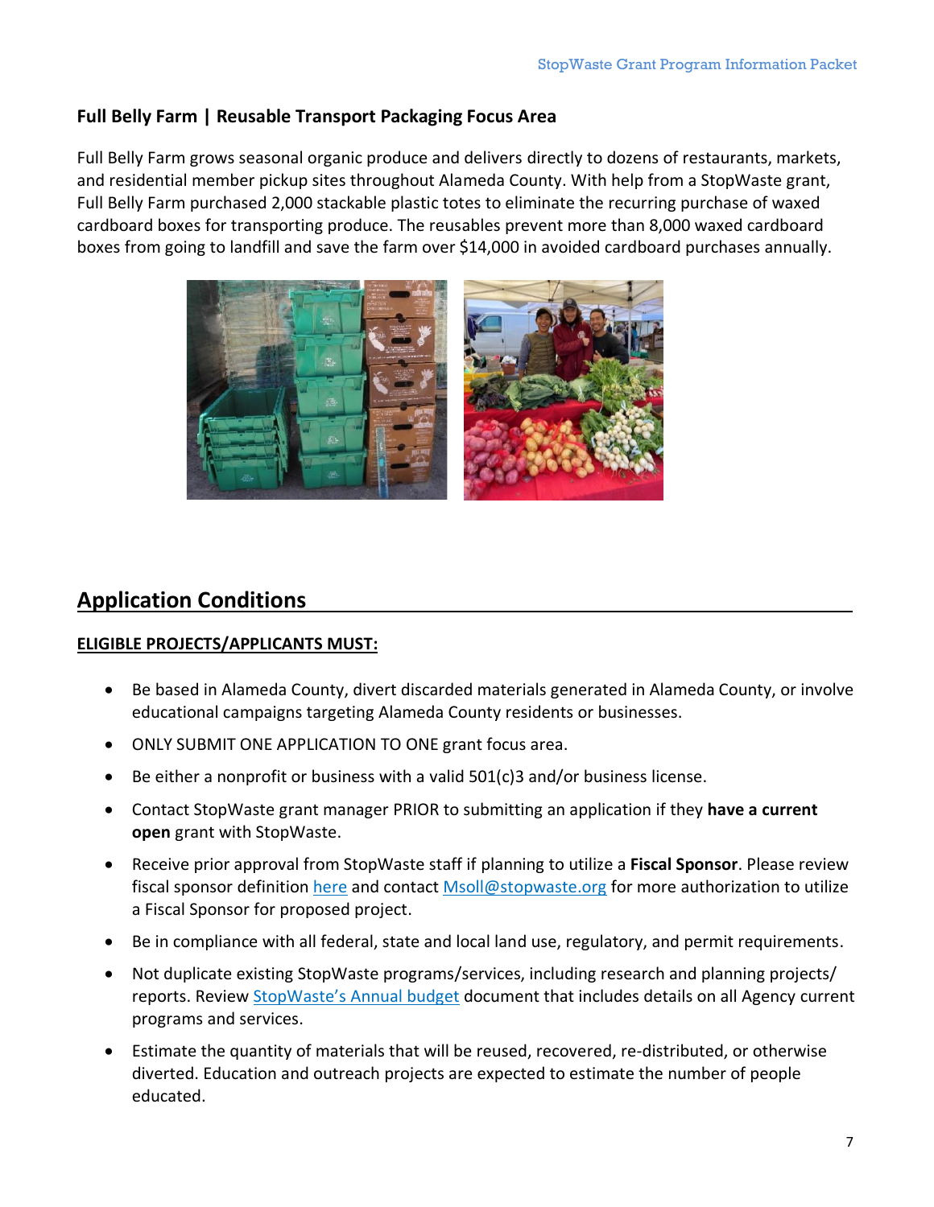### Full Belly Farm | Reusable Transport Packaging Focus Area

Full Belly Farm grows seasonal organic produce and delivers directly to dozens of restaurants, markets, and residential member pickup sites throughout Alameda County. With help from a StopWaste grant, Full Belly Farm purchased 2,000 stackable plastic totes to eliminate the recurring purchase of waxed cardboard boxes for transporting produce. The reusables prevent more than 8,000 waxed cardboard boxes from going to landfill and save the farm over $14,000 in avoided cardboard purchases annually.

## Application Conditions

**ELIGIBLE PROJECTS/APPLICANTS MUST:**

- Be based in Alameda County, divert discarded materials generated in Alameda County, or involve educational campaigns targeting Alameda County residents or businesses.
- ONLY SUBMIT ONE APPLICATION TO ONE grant focus area.
- Be either a nonprofit or business with a valid 501(c)3 and/or business license.
- Contact StopWaste grant manager PRIOR to submitting an application if they **have a current open** grant with StopWaste.
- Receive prior approval from StopWaste staff if planning to utilize a **Fiscal Sponsor**. Please review fiscal sponsor definition here and contact Msoll@stopwaste.org for more authorization to utilize a Fiscal Sponsor for proposed project.
- Be in compliance with all federal, state and local land use, regulatory, and permit requirements.
- Not duplicate existing StopWaste programs/services, including research and planning projects/ reports. Review StopWaste's Annual budget document that includes details on all Agency current programs and services.
- Estimate the quantity of materials that will be reused, recovered, re-distributed, or otherwise diverted. Education and outreach projects are expected to estimate the number of people educated.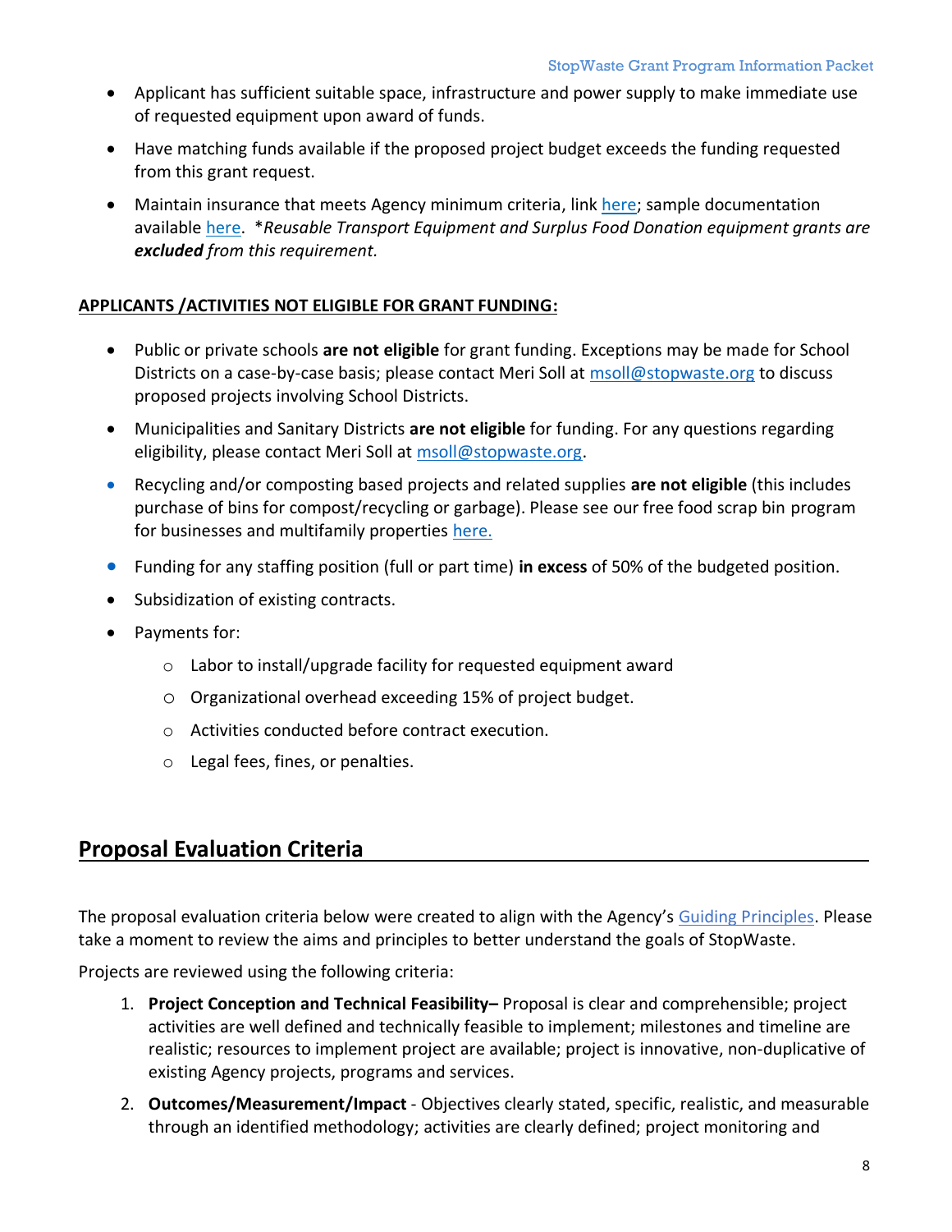- Applicant has sufficient suitable space, infrastructure and power supply to make immediate use of requested equipment upon award of funds.
- Have matching funds available if the proposed project budget exceeds the funding requested from this grant request.
- Maintain insurance that meets Agency minimum criteria, link [here](); sample documentation available [here](). *\*Reusable Transport Equipment and Surplus Food Donation equipment grants are **excluded** from this requirement.*

**APPLICANTS /ACTIVITIES NOT ELIGIBLE FOR GRANT FUNDING:**

- Public or private schools **are not eligible** for grant funding. Exceptions may be made for School Districts on a case-by-case basis; please contact Meri Soll at msoll@stopwaste.org to discuss proposed projects involving School Districts.
- Municipalities and Sanitary Districts **are not eligible** for funding. For any questions regarding eligibility, please contact Meri Soll at msoll@stopwaste.org.
- Recycling and/or composting based projects and related supplies **are not eligible** (this includes purchase of bins for compost/recycling or garbage). Please see our free food scrap bin program for businesses and multifamily properties [here.]()
- Funding for any staffing position (full or part time) **in excess** of 50% of the budgeted position.
- Subsidization of existing contracts.
- Payments for:
  - Labor to install/upgrade facility for requested equipment award
  - Organizational overhead exceeding 15% of project budget.
  - Activities conducted before contract execution.
  - Legal fees, fines, or penalties.

## Proposal Evaluation Criteria

The proposal evaluation criteria below were created to align with the Agency's [Guiding Principles](). Please take a moment to review the aims and principles to better understand the goals of StopWaste.

Projects are reviewed using the following criteria:

1. **Project Conception and Technical Feasibility–** Proposal is clear and comprehensible; project activities are well defined and technically feasible to implement; milestones and timeline are realistic; resources to implement project are available; project is innovative, non-duplicative of existing Agency projects, programs and services.
2. **Outcomes/Measurement/Impact** - Objectives clearly stated, specific, realistic, and measurable through an identified methodology; activities are clearly defined; project monitoring and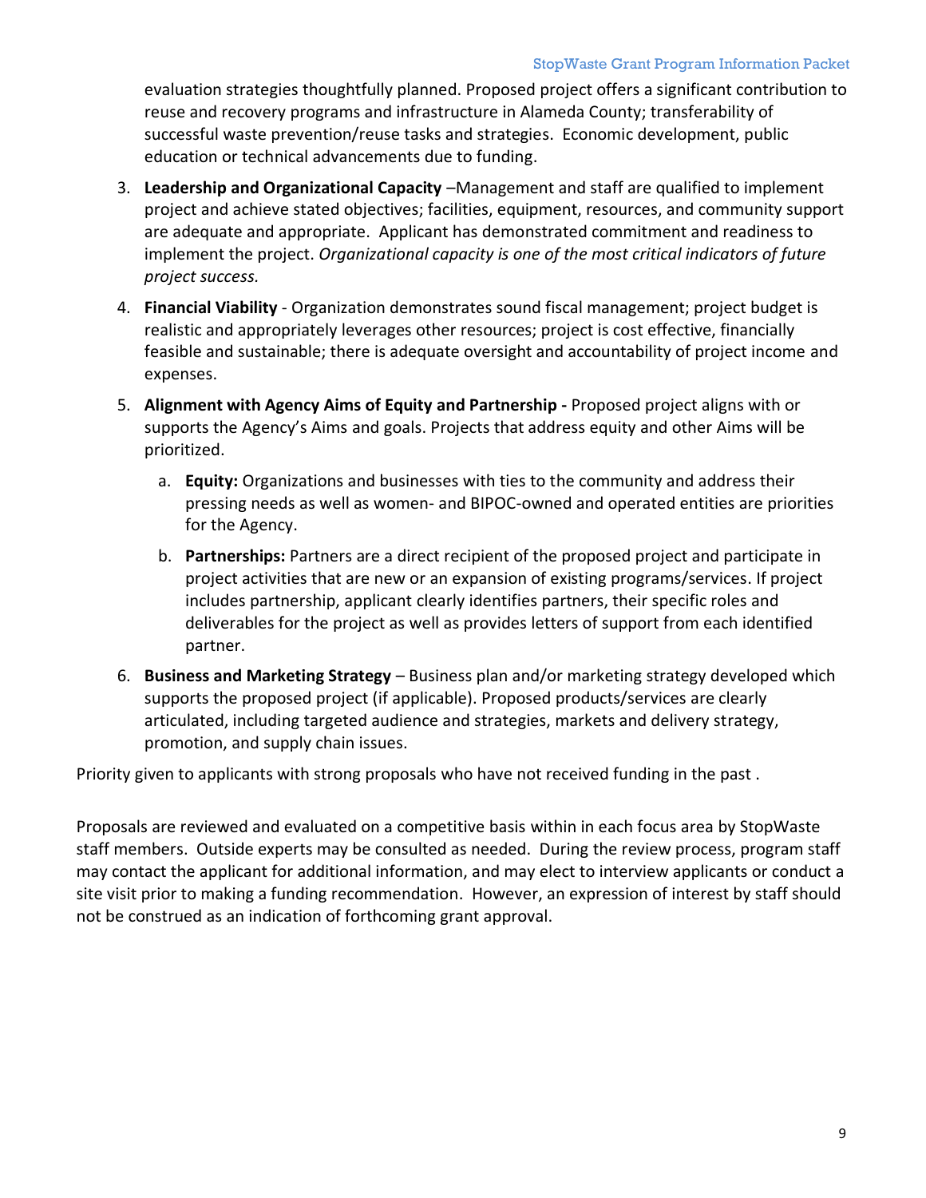evaluation strategies thoughtfully planned. Proposed project offers a significant contribution to reuse and recovery programs and infrastructure in Alameda County; transferability of successful waste prevention/reuse tasks and strategies. Economic development, public education or technical advancements due to funding.

3. **Leadership and Organizational Capacity** –Management and staff are qualified to implement project and achieve stated objectives; facilities, equipment, resources, and community support are adequate and appropriate. Applicant has demonstrated commitment and readiness to implement the project. *Organizational capacity is one of the most critical indicators of future project success.*
4. **Financial Viability** - Organization demonstrates sound fiscal management; project budget is realistic and appropriately leverages other resources; project is cost effective, financially feasible and sustainable; there is adequate oversight and accountability of project income and expenses.
5. **Alignment with Agency Aims of Equity and Partnership -** Proposed project aligns with or supports the Agency's Aims and goals. Projects that address equity and other Aims will be prioritized.
   a. **Equity:** Organizations and businesses with ties to the community and address their pressing needs as well as women- and BIPOC-owned and operated entities are priorities for the Agency.
   b. **Partnerships:** Partners are a direct recipient of the proposed project and participate in project activities that are new or an expansion of existing programs/services. If project includes partnership, applicant clearly identifies partners, their specific roles and deliverables for the project as well as provides letters of support from each identified partner.
6. **Business and Marketing Strategy** – Business plan and/or marketing strategy developed which supports the proposed project (if applicable). Proposed products/services are clearly articulated, including targeted audience and strategies, markets and delivery strategy, promotion, and supply chain issues.

Priority given to applicants with strong proposals who have not received funding in the past .

Proposals are reviewed and evaluated on a competitive basis within in each focus area by StopWaste staff members. Outside experts may be consulted as needed. During the review process, program staff may contact the applicant for additional information, and may elect to interview applicants or conduct a site visit prior to making a funding recommendation. However, an expression of interest by staff should not be construed as an indication of forthcoming grant approval.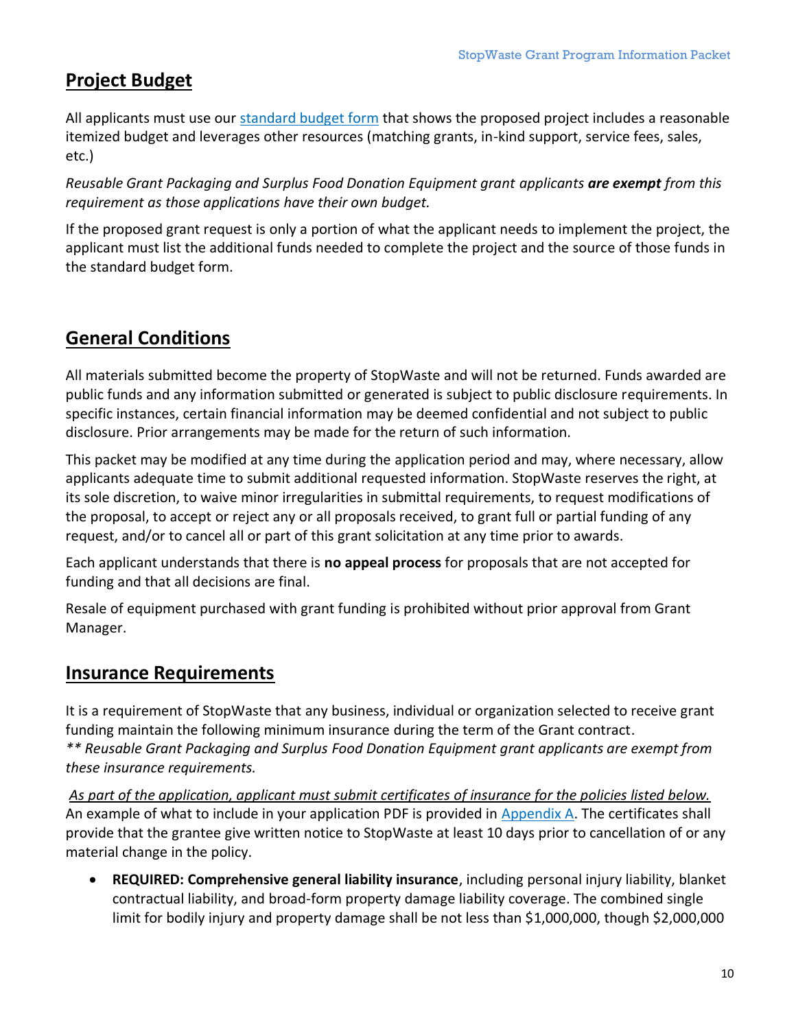## Project Budget

All applicants must use our [standard budget form](standard budget form) that shows the proposed project includes a reasonable itemized budget and leverages other resources (matching grants, in-kind support, service fees, sales, etc.)

*Reusable Grant Packaging and Surplus Food Donation Equipment grant applicants **are exempt** from this requirement as those applications have their own budget.*

If the proposed grant request is only a portion of what the applicant needs to implement the project, the applicant must list the additional funds needed to complete the project and the source of those funds in the standard budget form.

## General Conditions

All materials submitted become the property of StopWaste and will not be returned. Funds awarded are public funds and any information submitted or generated is subject to public disclosure requirements. In specific instances, certain financial information may be deemed confidential and not subject to public disclosure. Prior arrangements may be made for the return of such information.

This packet may be modified at any time during the application period and may, where necessary, allow applicants adequate time to submit additional requested information. StopWaste reserves the right, at its sole discretion, to waive minor irregularities in submittal requirements, to request modifications of the proposal, to accept or reject any or all proposals received, to grant full or partial funding of any request, and/or to cancel all or part of this grant solicitation at any time prior to awards.

Each applicant understands that there is **no appeal process** for proposals that are not accepted for funding and that all decisions are final.

Resale of equipment purchased with grant funding is prohibited without prior approval from Grant Manager.

## Insurance Requirements

It is a requirement of StopWaste that any business, individual or organization selected to receive grant funding maintain the following minimum insurance during the term of the Grant contract.
*** Reusable Grant Packaging and Surplus Food Donation Equipment grant applicants are exempt from these insurance requirements.*

*As part of the application, applicant must submit certificates of insurance for the policies listed below.* An example of what to include in your application PDF is provided in Appendix A. The certificates shall provide that the grantee give written notice to StopWaste at least 10 days prior to cancellation of or any material change in the policy.

- **REQUIRED: Comprehensive general liability insurance**, including personal injury liability, blanket contractual liability, and broad-form property damage liability coverage. The combined single limit for bodily injury and property damage shall be not less than $1,000,000, though $2,000,000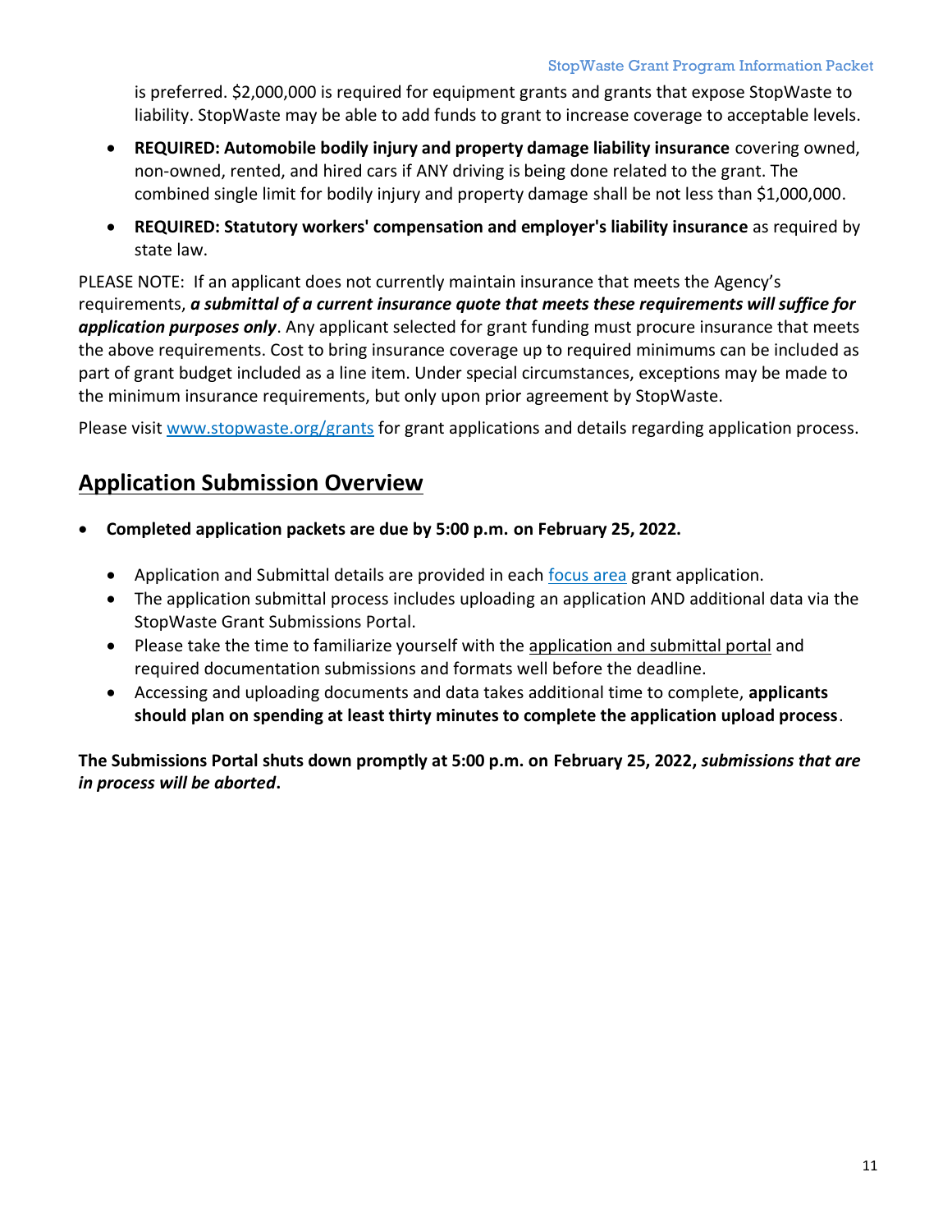is preferred. $2,000,000 is required for equipment grants and grants that expose StopWaste to liability. StopWaste may be able to add funds to grant to increase coverage to acceptable levels.

- **REQUIRED: Automobile bodily injury and property damage liability insurance** covering owned, non-owned, rented, and hired cars if ANY driving is being done related to the grant. The combined single limit for bodily injury and property damage shall be not less than $1,000,000.
- **REQUIRED: Statutory workers' compensation and employer's liability insurance** as required by state law.

PLEASE NOTE: If an applicant does not currently maintain insurance that meets the Agency's requirements, ***a submittal of a current insurance quote that meets these requirements will suffice for application purposes only***. Any applicant selected for grant funding must procure insurance that meets the above requirements. Cost to bring insurance coverage up to required minimums can be included as part of grant budget included as a line item. Under special circumstances, exceptions may be made to the minimum insurance requirements, but only upon prior agreement by StopWaste.

Please visit [www.stopwaste.org/grants](www.stopwaste.org/grants) for grant applications and details regarding application process.

## Application Submission Overview

- **Completed application packets are due by 5:00 p.m. on February 25, 2022.**
  - Application and Submittal details are provided in each [focus area](focus area) grant application.
  - The application submittal process includes uploading an application AND additional data via the StopWaste Grant Submissions Portal.
  - Please take the time to familiarize yourself with the application and submittal portal and required documentation submissions and formats well before the deadline.
  - Accessing and uploading documents and data takes additional time to complete, **applicants should plan on spending at least thirty minutes to complete the application upload process**.

**The Submissions Portal shuts down promptly at 5:00 p.m. on February 25, 2022, *submissions that are in process will be aborted*.**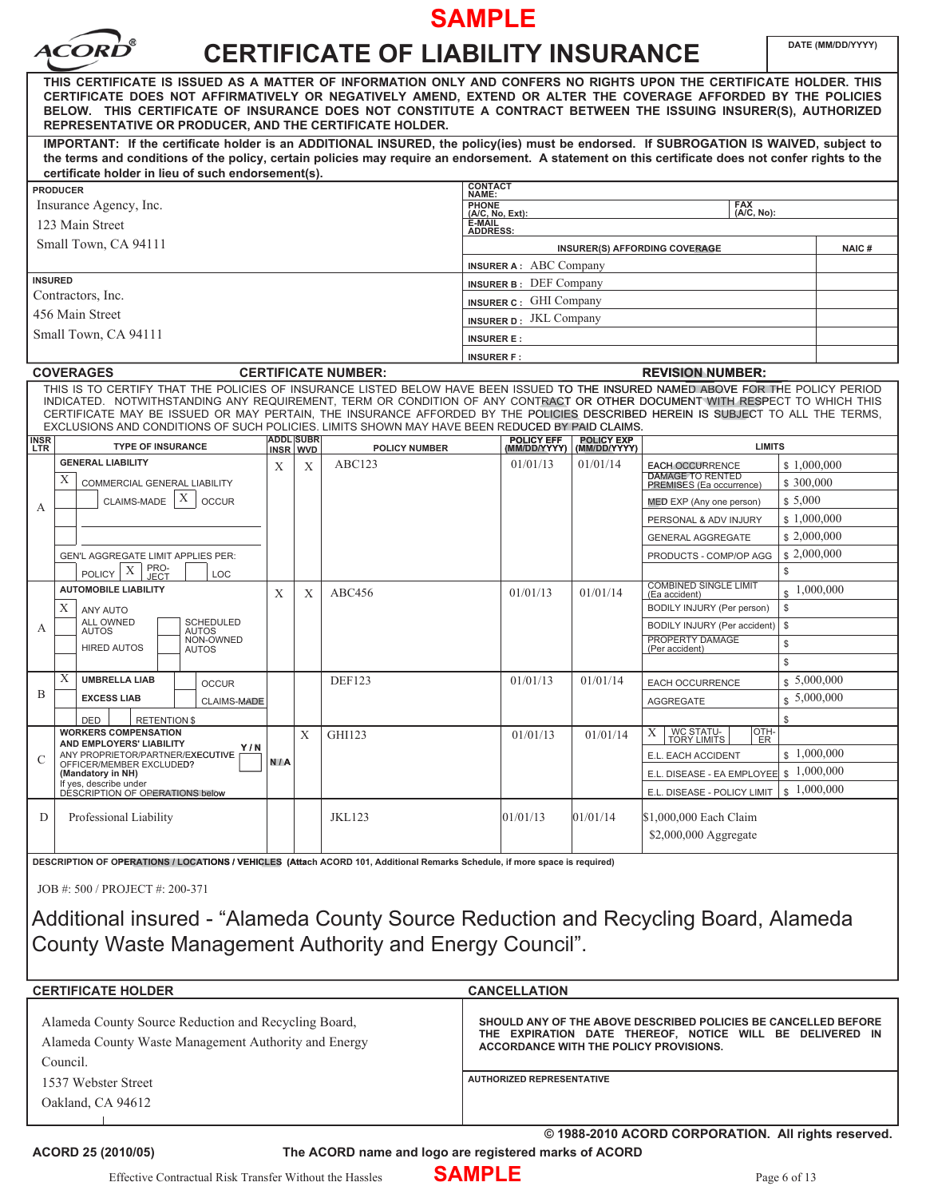# SAMPLE

# CERTIFICATE OF LIABILITY INSURANCE

DATE (MM/DD/YYYY)

**THIS CERTIFICATE IS ISSUED AS A MATTER OF INFORMATION ONLY AND CONFERS NO RIGHTS UPON THE CERTIFICATE HOLDER. THIS CERTIFICATE DOES NOT AFFIRMATIVELY OR NEGATIVELY AMEND, EXTEND OR ALTER THE COVERAGE AFFORDED BY THE POLICIES BELOW. THIS CERTIFICATE OF INSURANCE DOES NOT CONSTITUTE A CONTRACT BETWEEN THE ISSUING INSURER(S), AUTHORIZED REPRESENTATIVE OR PRODUCER, AND THE CERTIFICATE HOLDER.**

**IMPORTANT: If the certificate holder is an ADDITIONAL INSURED, the policy(ies) must be endorsed. If SUBROGATION IS WAIVED, subject to the terms and conditions of the policy, certain policies may require an endorsement. A statement on this certificate does not confer rights to the certificate holder in lieu of such endorsement(s).**

| | |
|---|---|
| **PRODUCER**<br>Insurance Agency, Inc.<br>123 Main Street<br>Small Town, CA 94111 | **CONTACT NAME:**<br>**PHONE (A/C, No, Ext):** **FAX (A/C, No):**<br>**E-MAIL ADDRESS:** |
| **INSURED**<br>Contractors, Inc.<br>456 Main Street<br>Small Town, CA 94111 | |

| INSURER(S) AFFORDING COVERAGE | NAIC # |
|---|---|
| INSURER A : ABC Company | |
| INSURER B : DEF Company | |
| INSURER C : GHI Company | |
| INSURER D : JKL Company | |
| INSURER E : | |
| INSURER F : | |

**COVERAGES** **CERTIFICATE NUMBER:** **REVISION NUMBER:**

THIS IS TO CERTIFY THAT THE POLICIES OF INSURANCE LISTED BELOW HAVE BEEN ISSUED TO THE INSURED NAMED ABOVE FOR THE POLICY PERIOD INDICATED. NOTWITHSTANDING ANY REQUIREMENT, TERM OR CONDITION OF ANY CONTRACT OR OTHER DOCUMENT WITH RESPECT TO WHICH THIS CERTIFICATE MAY BE ISSUED OR MAY PERTAIN, THE INSURANCE AFFORDED BY THE POLICIES DESCRIBED HEREIN IS SUBJECT TO ALL THE TERMS, EXCLUSIONS AND CONDITIONS OF SUCH POLICIES. LIMITS SHOWN MAY HAVE BEEN REDUCED BY PAID CLAIMS.

| INSR LTR | TYPE OF INSURANCE | ADDL INSR | SUBR WVD | POLICY NUMBER | POLICY EFF (MM/DD/YYYY) | POLICY EXP (MM/DD/YYYY) | LIMITS | |
|---|---|---|---|---|---|---|---|---|
| A | **GENERAL LIABILITY**<br>X COMMERCIAL GENERAL LIABILITY<br>CLAIMS-MADE X OCCUR<br>GEN'L AGGREGATE LIMIT APPLIES PER:<br>POLICY X PRO-JECT LOC | X | X | ABC123 | 01/01/13 | 01/01/14 | EACH OCCURRENCE | $ 1,000,000 |
| | | | | | | | DAMAGE TO RENTED PREMISES (Ea occurrence) | $ 300,000 |
| | | | | | | | MED EXP (Any one person) | $ 5,000 |
| | | | | | | | PERSONAL & ADV INJURY | $ 1,000,000 |
| | | | | | | | GENERAL AGGREGATE | $ 2,000,000 |
| | | | | | | | PRODUCTS - COMP/OP AGG | $ 2,000,000 |
| | | | | | | | | $ |
| A | **AUTOMOBILE LIABILITY**<br>X ANY AUTO<br>ALL OWNED AUTOS / SCHEDULED AUTOS<br>HIRED AUTOS / NON-OWNED AUTOS | X | X | ABC456 | 01/01/13 | 01/01/14 | COMBINED SINGLE LIMIT (Ea accident) | $ 1,000,000 |
| | | | | | | | BODILY INJURY (Per person) | $ |
| | | | | | | | BODILY INJURY (Per accident) | $ |
| | | | | | | | PROPERTY DAMAGE (Per accident) | $ |
| | | | | | | | | $ |
| B | X **UMBRELLA LIAB** OCCUR<br>**EXCESS LIAB** CLAIMS-MADE<br>DED RETENTION $ | | | DEF123 | 01/01/13 | 01/01/14 | EACH OCCURRENCE | $ 5,000,000 |
| | | | | | | | AGGREGATE | $ 5,000,000 |
| | | | | | | | | $ |
| C | **WORKERS COMPENSATION AND EMPLOYERS' LIABILITY** Y/N<br>ANY PROPRIETOR/PARTNER/EXECUTIVE OFFICER/MEMBER EXCLUDED? (Mandatory in NH)<br>If yes, describe under DESCRIPTION OF OPERATIONS below | N/A | X | GHI123 | 01/01/13 | 01/01/14 | X WC STATU-TORY LIMITS / OTH-ER | |
| | | | | | | | E.L. EACH ACCIDENT | $ 1,000,000 |
| | | | | | | | E.L. DISEASE - EA EMPLOYEE | $ 1,000,000 |
| | | | | | | | E.L. DISEASE - POLICY LIMIT | $ 1,000,000 |
| D | Professional Liability | | | JKL123 | 01/01/13 | 01/01/14 | $1,000,000 Each Claim<br>$2,000,000 Aggregate | |

**DESCRIPTION OF OPERATIONS / LOCATIONS / VEHICLES (Attach ACORD 101, Additional Remarks Schedule, if more space is required)**

JOB #: 500 / PROJECT #: 200-371

Additional insured - "Alameda County Source Reduction and Recycling Board, Alameda County Waste Management Authority and Energy Council".

| CERTIFICATE HOLDER | CANCELLATION |
|---|---|
| Alameda County Source Reduction and Recycling Board,<br>Alameda County Waste Management Authority and Energy Council.<br>1537 Webster Street<br>Oakland, CA 94612 | **SHOULD ANY OF THE ABOVE DESCRIBED POLICIES BE CANCELLED BEFORE THE EXPIRATION DATE THEREOF, NOTICE WILL BE DELIVERED IN ACCORDANCE WITH THE POLICY PROVISIONS.**<br><br>AUTHORIZED REPRESENTATIVE |

© 1988-2010 ACORD CORPORATION. All rights reserved.

ACORD 25 (2010/05) The ACORD name and logo are registered marks of ACORD

SAMPLE